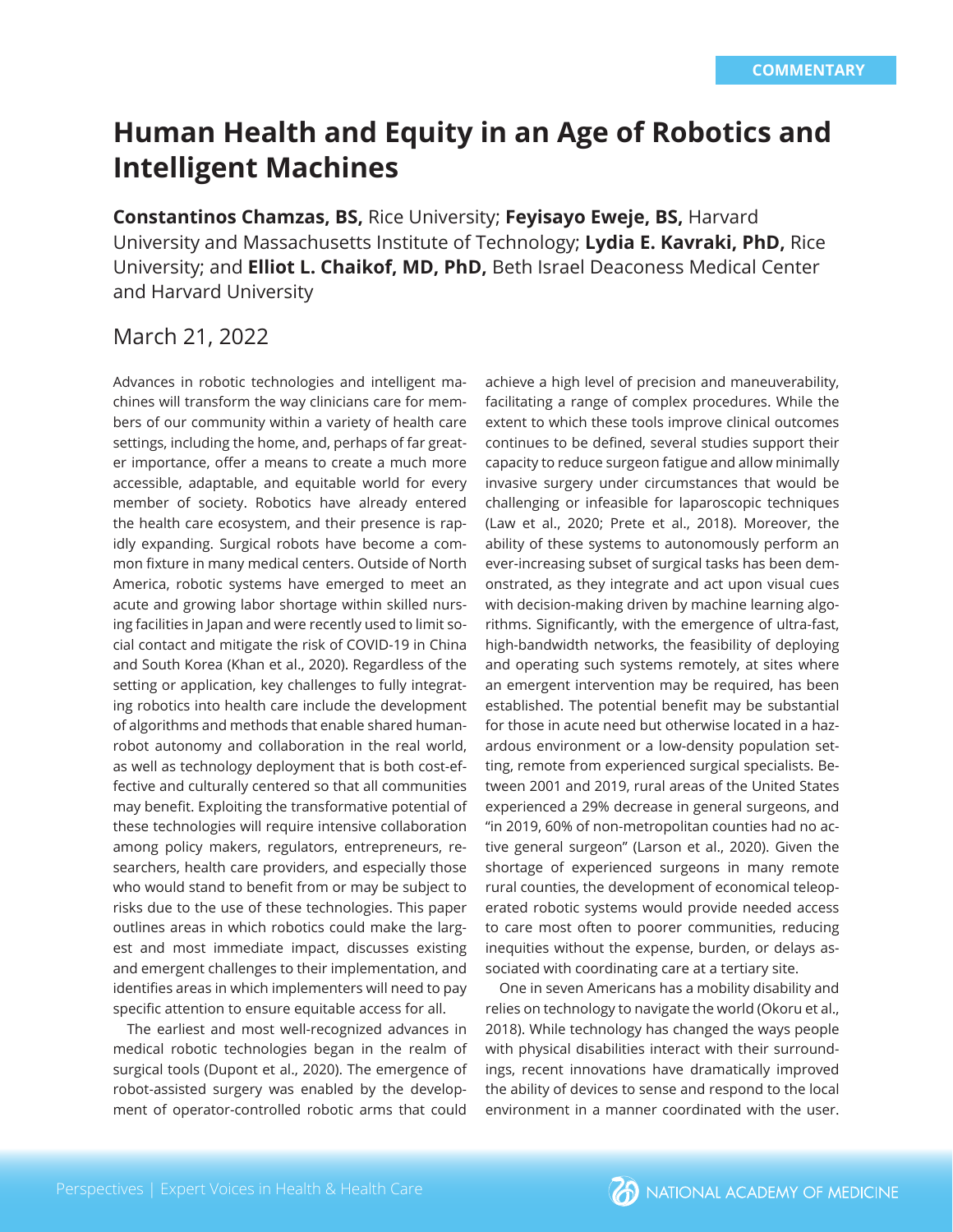COMMENTARY

# Human Health and Equity in an Age of Robotics and Intelligent Machines

**Constantinos Chamzas, BS,** Rice University; **Feyisayo Eweje, BS,** Harvard University and Massachusetts Institute of Technology; **Lydia E. Kavraki, PhD,** Rice University; and **Elliot L. Chaikof, MD, PhD,** Beth Israel Deaconess Medical Center and Harvard University

March 21, 2022

Advances in robotic technologies and intelligent machines will transform the way clinicians care for members of our community within a variety of health care settings, including the home, and, perhaps of far greater importance, offer a means to create a much more accessible, adaptable, and equitable world for every member of society. Robotics have already entered the health care ecosystem, and their presence is rapidly expanding. Surgical robots have become a common fixture in many medical centers. Outside of North America, robotic systems have emerged to meet an acute and growing labor shortage within skilled nursing facilities in Japan and were recently used to limit social contact and mitigate the risk of COVID-19 in China and South Korea (Khan et al., 2020). Regardless of the setting or application, key challenges to fully integrating robotics into health care include the development of algorithms and methods that enable shared human-robot autonomy and collaboration in the real world, as well as technology deployment that is both cost-effective and culturally centered so that all communities may benefit. Exploiting the transformative potential of these technologies will require intensive collaboration among policy makers, regulators, entrepreneurs, researchers, health care providers, and especially those who would stand to benefit from or may be subject to risks due to the use of these technologies. This paper outlines areas in which robotics could make the largest and most immediate impact, discusses existing and emergent challenges to their implementation, and identifies areas in which implementers will need to pay specific attention to ensure equitable access for all.

The earliest and most well-recognized advances in medical robotic technologies began in the realm of surgical tools (Dupont et al., 2020). The emergence of robot-assisted surgery was enabled by the development of operator-controlled robotic arms that could achieve a high level of precision and maneuverability, facilitating a range of complex procedures. While the extent to which these tools improve clinical outcomes continues to be defined, several studies support their capacity to reduce surgeon fatigue and allow minimally invasive surgery under circumstances that would be challenging or infeasible for laparoscopic techniques (Law et al., 2020; Prete et al., 2018). Moreover, the ability of these systems to autonomously perform an ever-increasing subset of surgical tasks has been demonstrated, as they integrate and act upon visual cues with decision-making driven by machine learning algorithms. Significantly, with the emergence of ultra-fast, high-bandwidth networks, the feasibility of deploying and operating such systems remotely, at sites where an emergent intervention may be required, has been established. The potential benefit may be substantial for those in acute need but otherwise located in a hazardous environment or a low-density population setting, remote from experienced surgical specialists. Between 2001 and 2019, rural areas of the United States experienced a 29% decrease in general surgeons, and "in 2019, 60% of non-metropolitan counties had no active general surgeon" (Larson et al., 2020). Given the shortage of experienced surgeons in many remote rural counties, the development of economical teleoperated robotic systems would provide needed access to care most often to poorer communities, reducing inequities without the expense, burden, or delays associated with coordinating care at a tertiary site.

One in seven Americans has a mobility disability and relies on technology to navigate the world (Okoru et al., 2018). While technology has changed the ways people with physical disabilities interact with their surroundings, recent innovations have dramatically improved the ability of devices to sense and respond to the local environment in a manner coordinated with the user.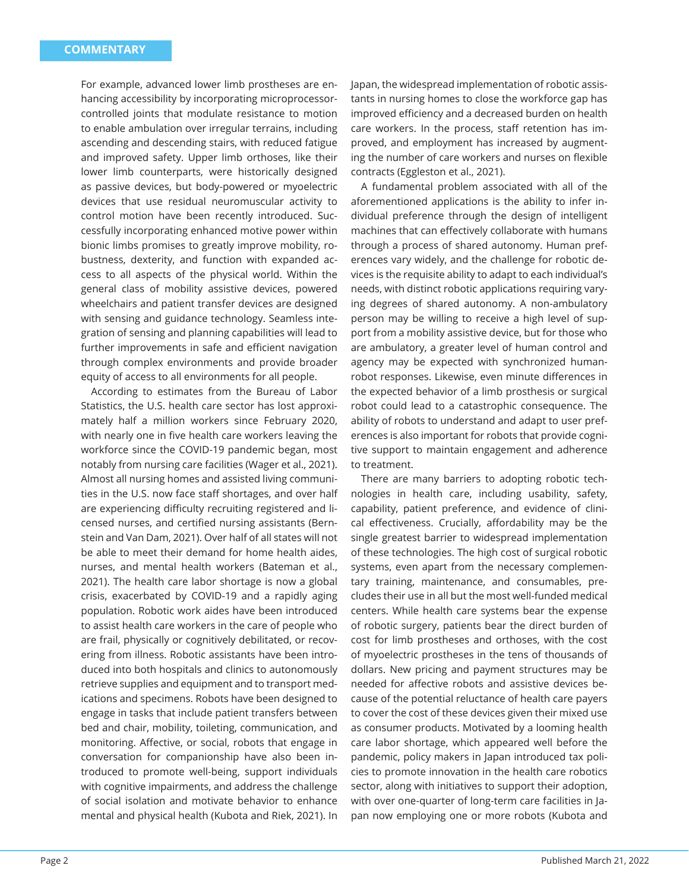For example, advanced lower limb prostheses are enhancing accessibility by incorporating microprocessor-controlled joints that modulate resistance to motion to enable ambulation over irregular terrains, including ascending and descending stairs, with reduced fatigue and improved safety. Upper limb orthoses, like their lower limb counterparts, were historically designed as passive devices, but body-powered or myoelectric devices that use residual neuromuscular activity to control motion have been recently introduced. Successfully incorporating enhanced motive power within bionic limbs promises to greatly improve mobility, robustness, dexterity, and function with expanded access to all aspects of the physical world. Within the general class of mobility assistive devices, powered wheelchairs and patient transfer devices are designed with sensing and guidance technology. Seamless integration of sensing and planning capabilities will lead to further improvements in safe and efficient navigation through complex environments and provide broader equity of access to all environments for all people.

According to estimates from the Bureau of Labor Statistics, the U.S. health care sector has lost approximately half a million workers since February 2020, with nearly one in five health care workers leaving the workforce since the COVID-19 pandemic began, most notably from nursing care facilities (Wager et al., 2021). Almost all nursing homes and assisted living communities in the U.S. now face staff shortages, and over half are experiencing difficulty recruiting registered and licensed nurses, and certified nursing assistants (Bernstein and Van Dam, 2021). Over half of all states will not be able to meet their demand for home health aides, nurses, and mental health workers (Bateman et al., 2021). The health care labor shortage is now a global crisis, exacerbated by COVID-19 and a rapidly aging population. Robotic work aides have been introduced to assist health care workers in the care of people who are frail, physically or cognitively debilitated, or recovering from illness. Robotic assistants have been introduced into both hospitals and clinics to autonomously retrieve supplies and equipment and to transport medications and specimens. Robots have been designed to engage in tasks that include patient transfers between bed and chair, mobility, toileting, communication, and monitoring. Affective, or social, robots that engage in conversation for companionship have also been introduced to promote well-being, support individuals with cognitive impairments, and address the challenge of social isolation and motivate behavior to enhance mental and physical health (Kubota and Riek, 2021). In Japan, the widespread implementation of robotic assistants in nursing homes to close the workforce gap has improved efficiency and a decreased burden on health care workers. In the process, staff retention has improved, and employment has increased by augmenting the number of care workers and nurses on flexible contracts (Eggleston et al., 2021).

A fundamental problem associated with all of the aforementioned applications is the ability to infer individual preference through the design of intelligent machines that can effectively collaborate with humans through a process of shared autonomy. Human preferences vary widely, and the challenge for robotic devices is the requisite ability to adapt to each individual's needs, with distinct robotic applications requiring varying degrees of shared autonomy. A non-ambulatory person may be willing to receive a high level of support from a mobility assistive device, but for those who are ambulatory, a greater level of human control and agency may be expected with synchronized human-robot responses. Likewise, even minute differences in the expected behavior of a limb prosthesis or surgical robot could lead to a catastrophic consequence. The ability of robots to understand and adapt to user preferences is also important for robots that provide cognitive support to maintain engagement and adherence to treatment.

There are many barriers to adopting robotic technologies in health care, including usability, safety, capability, patient preference, and evidence of clinical effectiveness. Crucially, affordability may be the single greatest barrier to widespread implementation of these technologies. The high cost of surgical robotic systems, even apart from the necessary complementary training, maintenance, and consumables, precludes their use in all but the most well-funded medical centers. While health care systems bear the expense of robotic surgery, patients bear the direct burden of cost for limb prostheses and orthoses, with the cost of myoelectric prostheses in the tens of thousands of dollars. New pricing and payment structures may be needed for affective robots and assistive devices because of the potential reluctance of health care payers to cover the cost of these devices given their mixed use as consumer products. Motivated by a looming health care labor shortage, which appeared well before the pandemic, policy makers in Japan introduced tax policies to promote innovation in the health care robotics sector, along with initiatives to support their adoption, with over one-quarter of long-term care facilities in Japan now employing one or more robots (Kubota and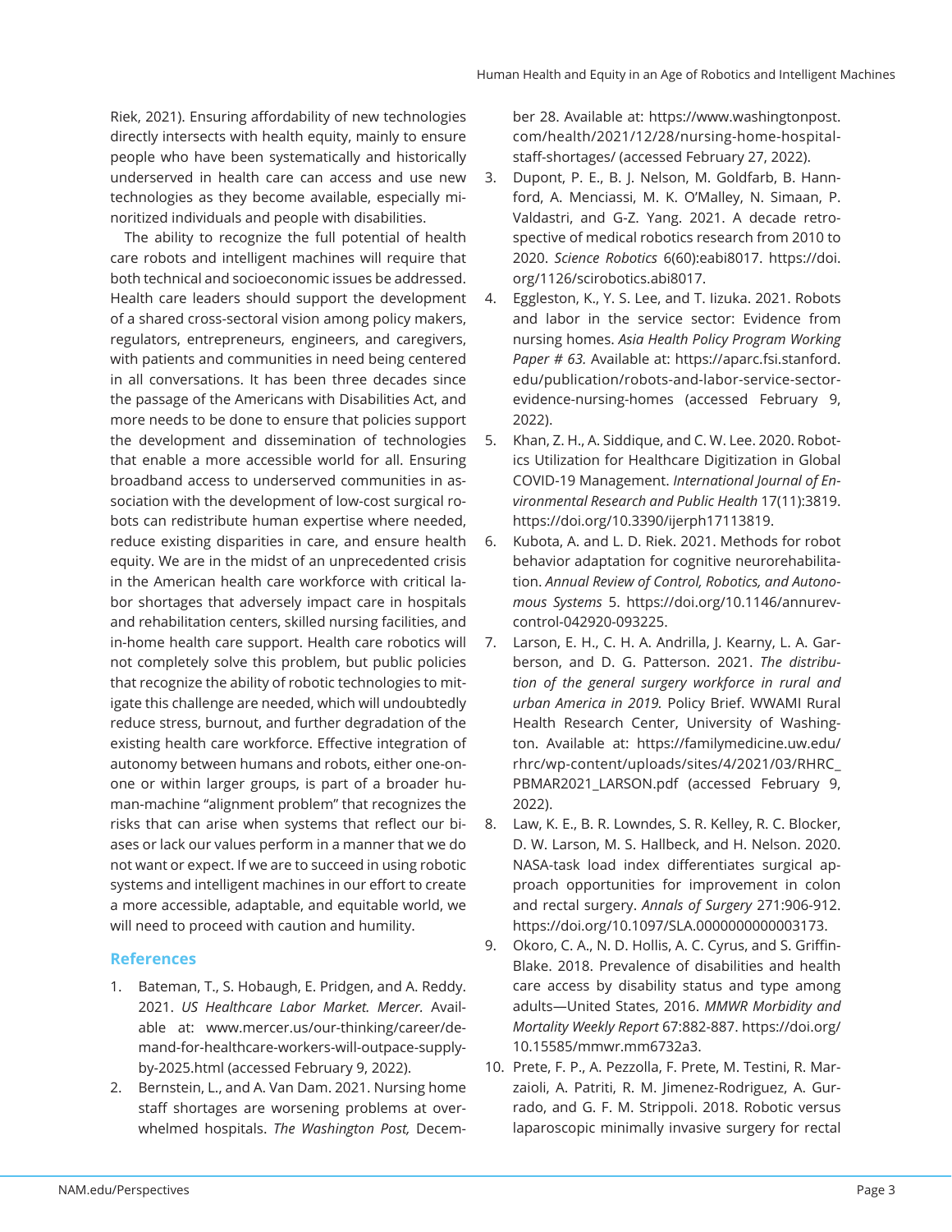Riek, 2021). Ensuring affordability of new technologies directly intersects with health equity, mainly to ensure people who have been systematically and historically underserved in health care can access and use new technologies as they become available, especially minoritized individuals and people with disabilities.

The ability to recognize the full potential of health care robots and intelligent machines will require that both technical and socioeconomic issues be addressed. Health care leaders should support the development of a shared cross-sectoral vision among policy makers, regulators, entrepreneurs, engineers, and caregivers, with patients and communities in need being centered in all conversations. It has been three decades since the passage of the Americans with Disabilities Act, and more needs to be done to ensure that policies support the development and dissemination of technologies that enable a more accessible world for all. Ensuring broadband access to underserved communities in association with the development of low-cost surgical robots can redistribute human expertise where needed, reduce existing disparities in care, and ensure health equity. We are in the midst of an unprecedented crisis in the American health care workforce with critical labor shortages that adversely impact care in hospitals and rehabilitation centers, skilled nursing facilities, and in-home health care support. Health care robotics will not completely solve this problem, but public policies that recognize the ability of robotic technologies to mitigate this challenge are needed, which will undoubtedly reduce stress, burnout, and further degradation of the existing health care workforce. Effective integration of autonomy between humans and robots, either one-on-one or within larger groups, is part of a broader human-machine "alignment problem" that recognizes the risks that can arise when systems that reflect our biases or lack our values perform in a manner that we do not want or expect. If we are to succeed in using robotic systems and intelligent machines in our effort to create a more accessible, adaptable, and equitable world, we will need to proceed with caution and humility.

## References

1. Bateman, T., S. Hobaugh, E. Pridgen, and A. Reddy. 2021. *US Healthcare Labor Market. Mercer.* Available at: www.mercer.us/our-thinking/career/demand-for-healthcare-workers-will-outpace-supply-by-2025.html (accessed February 9, 2022).
2. Bernstein, L., and A. Van Dam. 2021. Nursing home staff shortages are worsening problems at overwhelmed hospitals. *The Washington Post,* December 28. Available at: https://www.washingtonpost.com/health/2021/12/28/nursing-home-hospital-staff-shortages/ (accessed February 27, 2022).
3. Dupont, P. E., B. J. Nelson, M. Goldfarb, B. Hannford, A. Menciassi, M. K. O'Malley, N. Simaan, P. Valdastri, and G-Z. Yang. 2021. A decade retrospective of medical robotics research from 2010 to 2020. *Science Robotics* 6(60):eabi8017. https://doi.org/1126/scirobotics.abi8017.
4. Eggleston, K., Y. S. Lee, and T. Iizuka. 2021. Robots and labor in the service sector: Evidence from nursing homes. *Asia Health Policy Program Working Paper # 63.* Available at: https://aparc.fsi.stanford.edu/publication/robots-and-labor-service-sector-evidence-nursing-homes (accessed February 9, 2022).
5. Khan, Z. H., A. Siddique, and C. W. Lee. 2020. Robotics Utilization for Healthcare Digitization in Global COVID-19 Management. *International Journal of Environmental Research and Public Health* 17(11):3819. https://doi.org/10.3390/ijerph17113819.
6. Kubota, A. and L. D. Riek. 2021. Methods for robot behavior adaptation for cognitive neurorehabilitation. *Annual Review of Control, Robotics, and Autonomous Systems* 5. https://doi.org/10.1146/annurev-control-042920-093225.
7. Larson, E. H., C. H. A. Andrilla, J. Kearny, L. A. Garberson, and D. G. Patterson. 2021. *The distribution of the general surgery workforce in rural and urban America in 2019.* Policy Brief. WWAMI Rural Health Research Center, University of Washington. Available at: https://familymedicine.uw.edu/rhrc/wp-content/uploads/sites/4/2021/03/RHRC_PBMAR2021_LARSON.pdf (accessed February 9, 2022).
8. Law, K. E., B. R. Lowndes, S. R. Kelley, R. C. Blocker, D. W. Larson, M. S. Hallbeck, and H. Nelson. 2020. NASA-task load index differentiates surgical approach opportunities for improvement in colon and rectal surgery. *Annals of Surgery* 271:906-912. https://doi.org/10.1097/SLA.0000000000003173.
9. Okoro, C. A., N. D. Hollis, A. C. Cyrus, and S. Griffin-Blake. 2018. Prevalence of disabilities and health care access by disability status and type among adults—United States, 2016. *MMWR Morbidity and Mortality Weekly Report* 67:882-887. https://doi.org/10.15585/mmwr.mm6732a3.
10. Prete, F. P., A. Pezzolla, F. Prete, M. Testini, R. Marzaioli, A. Patriti, R. M. Jimenez-Rodriguez, A. Gurrado, and G. F. M. Strippoli. 2018. Robotic versus laparoscopic minimally invasive surgery for rectal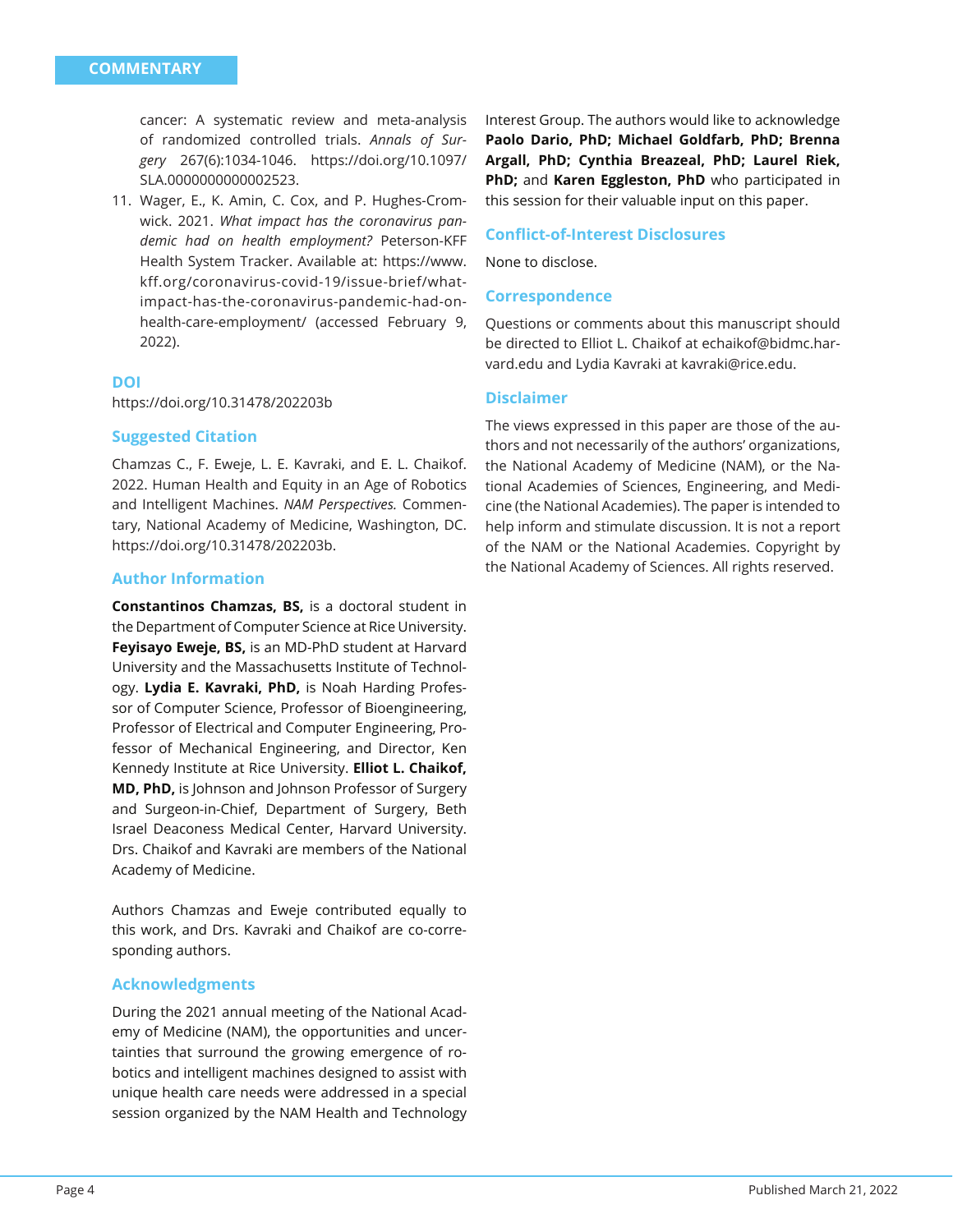cancer: A systematic review and meta-analysis of randomized controlled trials. *Annals of Surgery* 267(6):1034-1046. https://doi.org/10.1097/SLA.0000000000002523.

11. Wager, E., K. Amin, C. Cox, and P. Hughes-Cromwick. 2021. *What impact has the coronavirus pandemic had on health employment?* Peterson-KFF Health System Tracker. Available at: https://www.kff.org/coronavirus-covid-19/issue-brief/what-impact-has-the-coronavirus-pandemic-had-on-health-care-employment/ (accessed February 9, 2022).

## DOI

https://doi.org/10.31478/202203b

## Suggested Citation

Chamzas C., F. Eweje, L. E. Kavraki, and E. L. Chaikof. 2022. Human Health and Equity in an Age of Robotics and Intelligent Machines. *NAM Perspectives.* Commentary, National Academy of Medicine, Washington, DC. https://doi.org/10.31478/202203b.

## Author Information

**Constantinos Chamzas, BS,** is a doctoral student in the Department of Computer Science at Rice University. **Feyisayo Eweje, BS,** is an MD-PhD student at Harvard University and the Massachusetts Institute of Technology. **Lydia E. Kavraki, PhD,** is Noah Harding Professor of Computer Science, Professor of Bioengineering, Professor of Electrical and Computer Engineering, Professor of Mechanical Engineering, and Director, Ken Kennedy Institute at Rice University. **Elliot L. Chaikof, MD, PhD,** is Johnson and Johnson Professor of Surgery and Surgeon-in-Chief, Department of Surgery, Beth Israel Deaconess Medical Center, Harvard University. Drs. Chaikof and Kavraki are members of the National Academy of Medicine.

Authors Chamzas and Eweje contributed equally to this work, and Drs. Kavraki and Chaikof are co-corresponding authors.

## Acknowledgments

During the 2021 annual meeting of the National Academy of Medicine (NAM), the opportunities and uncertainties that surround the growing emergence of robotics and intelligent machines designed to assist with unique health care needs were addressed in a special session organized by the NAM Health and Technology Interest Group. The authors would like to acknowledge **Paolo Dario, PhD; Michael Goldfarb, PhD; Brenna Argall, PhD; Cynthia Breazeal, PhD; Laurel Riek, PhD;** and **Karen Eggleston, PhD** who participated in this session for their valuable input on this paper.

## Conflict-of-Interest Disclosures

None to disclose.

## Correspondence

Questions or comments about this manuscript should be directed to Elliot L. Chaikof at echaikof@bidmc.harvard.edu and Lydia Kavraki at kavraki@rice.edu.

## Disclaimer

The views expressed in this paper are those of the authors and not necessarily of the authors' organizations, the National Academy of Medicine (NAM), or the National Academies of Sciences, Engineering, and Medicine (the National Academies). The paper is intended to help inform and stimulate discussion. It is not a report of the NAM or the National Academies. Copyright by the National Academy of Sciences. All rights reserved.